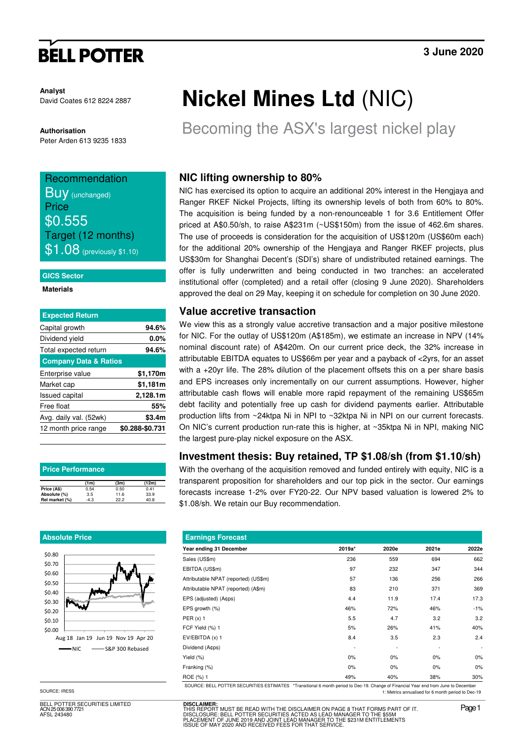BELL POTTER

3 June 2020

**Analyst**
David Coates 612 8224 2887

**Authorisation**
Peter Arden 613 9235 1833

# Nickel Mines Ltd (NIC)

## Becoming the ASX's largest nickel play

| Recommendation |
|---|
| Buy (unchanged) |
| Price |
| $0.555 |
| Target (12 months) |
| $1.08 (previously $1.10) |

**GICS Sector**

Materials

| Expected Return | |
|---|---|
| Capital growth | 94.6% |
| Dividend yield | 0.0% |
| Total expected return | 94.6% |

| Company Data & Ratios | |
|---|---|
| Enterprise value | $1,170m |
| Market cap | $1,181m |
| Issued capital | 2,128.1m |
| Free float | 55% |
| Avg. daily val. (52wk) | $3.4m |
| 12 month price range | $0.288-$0.731 |

**Price Performance**

| | (1m) | (3m) | (12m) |
|---|---|---|---|
| Price (A$) | 0.54 | 0.50 | 0.41 |
| Absolute (%) | 3.5 | 11.6 | 33.9 |
| Rel market (%) | -4.3 | 22.2 | 40.8 |

**Absolute Price**

SOURCE: IRESS

### NIC lifting ownership to 80%

NIC has exercised its option to acquire an additional 20% interest in the Hengjaya and Ranger RKEF Nickel Projects, lifting its ownership levels of both from 60% to 80%. The acquisition is being funded by a non-renounceable 1 for 3.6 Entitlement Offer priced at A$0.50/sh, to raise A$231m (~US$150m) from the issue of 462.6m shares. The use of proceeds is consideration for the acquisition of US$120m (US$60m each) for the additional 20% ownership of the Hengjaya and Ranger RKEF projects, plus US$30m for Shanghai Decent's (SDI's) share of undistributed retained earnings. The offer is fully underwritten and being conducted in two tranches: an accelerated institutional offer (completed) and a retail offer (closing 9 June 2020). Shareholders approved the deal on 29 May, keeping it on schedule for completion on 30 June 2020.

### Value accretive transaction

We view this as a strongly value accretive transaction and a major positive milestone for NIC. For the outlay of US$120m (A$185m), we estimate an increase in NPV (14% nominal discount rate) of A$420m. On our current price deck, the 32% increase in attributable EBITDA equates to US$66m per year and a payback of <2yrs, for an asset with a +20yr life. The 28% dilution of the placement offsets this on a per share basis and EPS increases only incrementally on our current assumptions. However, higher attributable cash flows will enable more rapid repayment of the remaining US$65m debt facility and potentially free up cash for dividend payments earlier. Attributable production lifts from ~24ktpa Ni in NPI to ~32ktpa Ni in NPI on our current forecasts. On NIC's current production run-rate this is higher, at ~35ktpa Ni in NPI, making NIC the largest pure-play nickel exposure on the ASX.

### Investment thesis: Buy retained, TP $1.08/sh (from $1.10/sh)

With the overhang of the acquisition removed and funded entirely with equity, NIC is a transparent proposition for shareholders and our top pick in the sector. Our earnings forecasts increase 1-2% over FY20-22. Our NPV based valuation is lowered 2% to $1.08/sh. We retain our Buy recommendation.

**Earnings Forecast**

| Year ending 31 December | 2019a* | 2020e | 2021e | 2022e |
|---|---|---|---|---|
| Sales (US$m) | 236 | 559 | 694 | 662 |
| EBITDA (US$m) | 97 | 232 | 347 | 344 |
| Attributable NPAT (reported) (US$m) | 57 | 136 | 256 | 266 |
| Attributable NPAT (reported) (A$m) | 83 | 210 | 371 | 369 |
| EPS (adjusted) (A¢ps) | 4.4 | 11.9 | 17.4 | 17.3 |
| EPS growth (%) | 46% | 72% | 46% | -1% |
| PER (x) 1 | 5.5 | 4.7 | 3.2 | 3.2 |
| FCF Yield (%) 1 | 5% | 26% | 41% | 40% |
| EV/EBITDA (x) 1 | 8.4 | 3.5 | 2.3 | 2.4 |
| Dividend (A¢ps) | - | - | - | - |
| Yield (%) | 0% | 0% | 0% | 0% |
| Franking (%) | 0% | 0% | 0% | 0% |
| ROE (%) 1 | 49% | 40% | 38% | 30% |

SOURCE: BELL POTTER SECURITIES ESTIMATES *Transitional 6 month period to Dec-19. Change of Financial Year end from June to December
1: Metrics annualised for 6 month period to Dec-19

BELL POTTER SECURITIES LIMITED
ACN 25 006 390 7721
AFSL 243480

**DISCLAIMER:**
THIS REPORT MUST BE READ WITH THE DISCLAIMER ON PAGE 8 THAT FORMS PART OF IT.
DISCLOSURE: BELL POTTER SECURITIES ACTED AS LEAD MANAGER TO THE $55M PLACEMENT OF JUNE 2019 AND JOINT LEAD MANAGER TO THE $231M ENTITLEMENTS ISSUE OF MAY 2020 AND RECEIVED FEES FOR THAT SERVICE.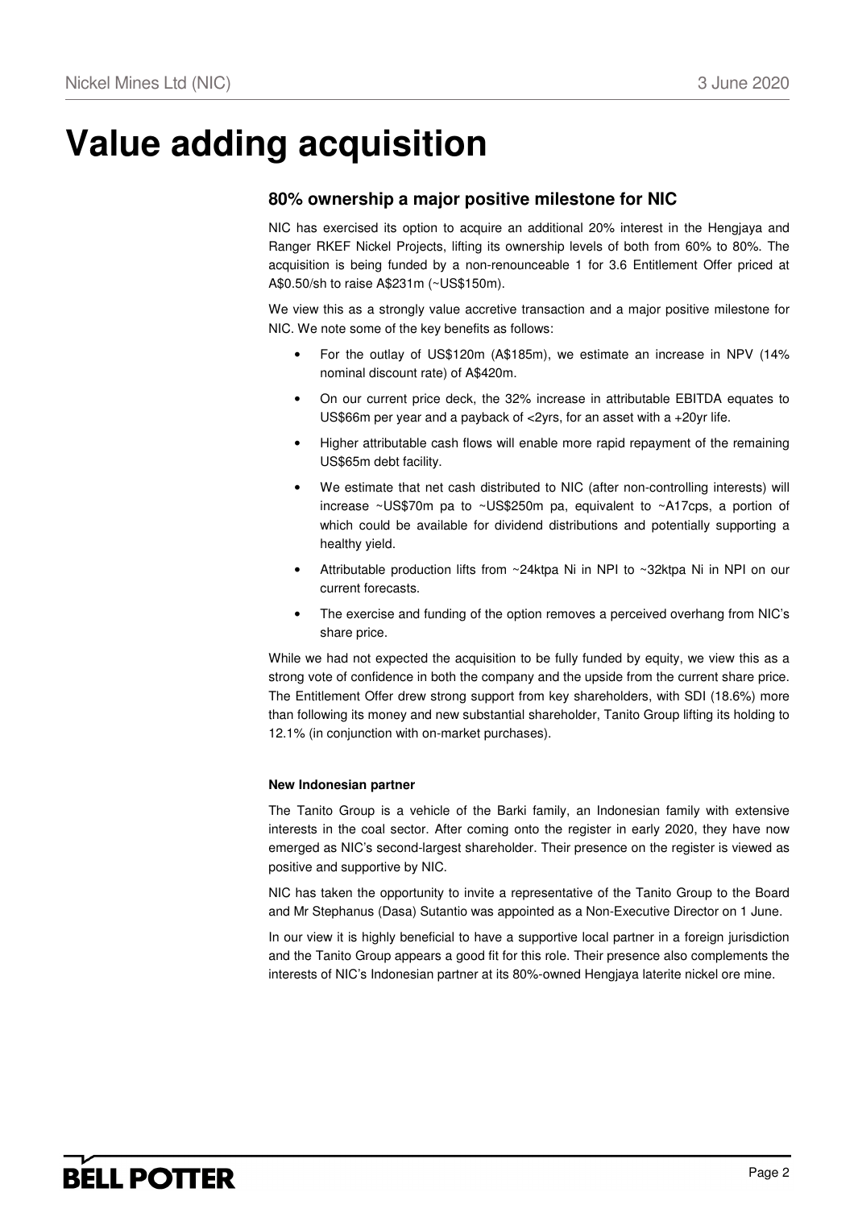# Value adding acquisition

## 80% ownership a major positive milestone for NIC

NIC has exercised its option to acquire an additional 20% interest in the Hengjaya and Ranger RKEF Nickel Projects, lifting its ownership levels of both from 60% to 80%. The acquisition is being funded by a non-renounceable 1 for 3.6 Entitlement Offer priced at A$0.50/sh to raise A$231m (~US$150m).

We view this as a strongly value accretive transaction and a major positive milestone for NIC. We note some of the key benefits as follows:

- For the outlay of US$120m (A$185m), we estimate an increase in NPV (14% nominal discount rate) of A$420m.
- On our current price deck, the 32% increase in attributable EBITDA equates to US$66m per year and a payback of <2yrs, for an asset with a +20yr life.
- Higher attributable cash flows will enable more rapid repayment of the remaining US$65m debt facility.
- We estimate that net cash distributed to NIC (after non-controlling interests) will increase ~US$70m pa to ~US$250m pa, equivalent to ~A17cps, a portion of which could be available for dividend distributions and potentially supporting a healthy yield.
- Attributable production lifts from ~24ktpa Ni in NPI to ~32ktpa Ni in NPI on our current forecasts.
- The exercise and funding of the option removes a perceived overhang from NIC's share price.

While we had not expected the acquisition to be fully funded by equity, we view this as a strong vote of confidence in both the company and the upside from the current share price. The Entitlement Offer drew strong support from key shareholders, with SDI (18.6%) more than following its money and new substantial shareholder, Tanito Group lifting its holding to 12.1% (in conjunction with on-market purchases).

**New Indonesian partner**

The Tanito Group is a vehicle of the Barki family, an Indonesian family with extensive interests in the coal sector. After coming onto the register in early 2020, they have now emerged as NIC's second-largest shareholder. Their presence on the register is viewed as positive and supportive by NIC.

NIC has taken the opportunity to invite a representative of the Tanito Group to the Board and Mr Stephanus (Dasa) Sutantio was appointed as a Non-Executive Director on 1 June.

In our view it is highly beneficial to have a supportive local partner in a foreign jurisdiction and the Tanito Group appears a good fit for this role. Their presence also complements the interests of NIC's Indonesian partner at its 80%-owned Hengjaya laterite nickel ore mine.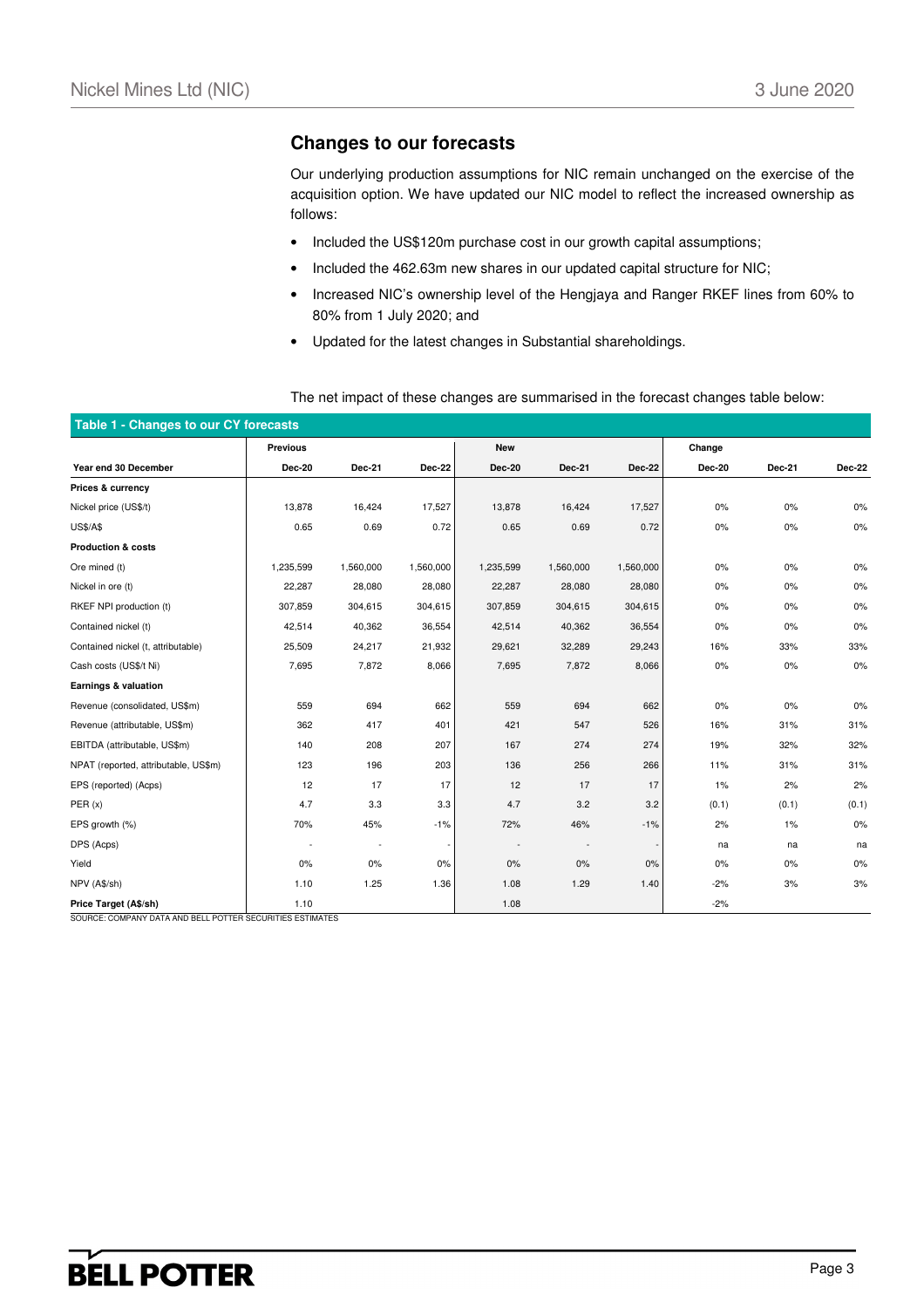## Changes to our forecasts

Our underlying production assumptions for NIC remain unchanged on the exercise of the acquisition option. We have updated our NIC model to reflect the increased ownership as follows:

- Included the US$120m purchase cost in our growth capital assumptions;
- Included the 462.63m new shares in our updated capital structure for NIC;
- Increased NIC's ownership level of the Hengjaya and Ranger RKEF lines from 60% to 80% from 1 July 2020; and
- Updated for the latest changes in Substantial shareholdings.

The net impact of these changes are summarised in the forecast changes table below:

**Table 1 - Changes to our CY forecasts**

| | Previous | | | New | | | Change | | |
|---|---|---|---|---|---|---|---|---|---|
| **Year end 30 December** | **Dec-20** | **Dec-21** | **Dec-22** | **Dec-20** | **Dec-21** | **Dec-22** | **Dec-20** | **Dec-21** | **Dec-22** |
| **Prices & currency** | | | | | | | | | |
| Nickel price (US$/t) | 13,878 | 16,424 | 17,527 | 13,878 | 16,424 | 17,527 | 0% | 0% | 0% |
| US$/A$ | 0.65 | 0.69 | 0.72 | 0.65 | 0.69 | 0.72 | 0% | 0% | 0% |
| **Production & costs** | | | | | | | | | |
| Ore mined (t) | 1,235,599 | 1,560,000 | 1,560,000 | 1,235,599 | 1,560,000 | 1,560,000 | 0% | 0% | 0% |
| Nickel in ore (t) | 22,287 | 28,080 | 28,080 | 22,287 | 28,080 | 28,080 | 0% | 0% | 0% |
| RKEF NPI production (t) | 307,859 | 304,615 | 304,615 | 307,859 | 304,615 | 304,615 | 0% | 0% | 0% |
| Contained nickel (t) | 42,514 | 40,362 | 36,554 | 42,514 | 40,362 | 36,554 | 0% | 0% | 0% |
| Contained nickel (t, attributable) | 25,509 | 24,217 | 21,932 | 29,621 | 32,289 | 29,243 | 16% | 33% | 33% |
| Cash costs (US$/t Ni) | 7,695 | 7,872 | 8,066 | 7,695 | 7,872 | 8,066 | 0% | 0% | 0% |
| **Earnings & valuation** | | | | | | | | | |
| Revenue (consolidated, US$m) | 559 | 694 | 662 | 559 | 694 | 662 | 0% | 0% | 0% |
| Revenue (attributable, US$m) | 362 | 417 | 401 | 421 | 547 | 526 | 16% | 31% | 31% |
| EBITDA (attributable, US$m) | 140 | 208 | 207 | 167 | 274 | 274 | 19% | 32% | 32% |
| NPAT (reported, attributable, US$m) | 123 | 196 | 203 | 136 | 256 | 266 | 11% | 31% | 31% |
| EPS (reported) (Acps) | 12 | 17 | 17 | 12 | 17 | 17 | 1% | 2% | 2% |
| PER (x) | 4.7 | 3.3 | 3.3 | 4.7 | 3.2 | 3.2 | (0.1) | (0.1) | (0.1) |
| EPS growth (%) | 70% | 45% | -1% | 72% | 46% | -1% | 2% | 1% | 0% |
| DPS (Acps) | - | - | - | - | - | - | na | na | na |
| Yield | 0% | 0% | 0% | 0% | 0% | 0% | 0% | 0% | 0% |
| NPV (A$/sh) | 1.10 | 1.25 | 1.36 | 1.08 | 1.29 | 1.40 | -2% | 3% | 3% |
| **Price Target (A$/sh)** | 1.10 | | | 1.08 | | | -2% | | |

SOURCE: COMPANY DATA AND BELL POTTER SECURITIES ESTIMATES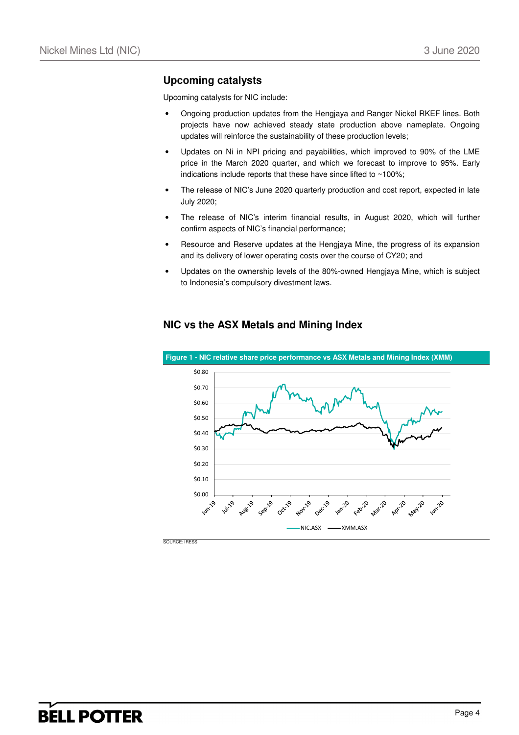## Upcoming catalysts

Upcoming catalysts for NIC include:

- Ongoing production updates from the Hengjaya and Ranger Nickel RKEF lines. Both projects have now achieved steady state production above nameplate. Ongoing updates will reinforce the sustainability of these production levels;
- Updates on Ni in NPI pricing and payabilities, which improved to 90% of the LME price in the March 2020 quarter, and which we forecast to improve to 95%. Early indications include reports that these have since lifted to ~100%;
- The release of NIC's June 2020 quarterly production and cost report, expected in late July 2020;
- The release of NIC's interim financial results, in August 2020, which will further confirm aspects of NIC's financial performance;
- Resource and Reserve updates at the Hengjaya Mine, the progress of its expansion and its delivery of lower operating costs over the course of CY20; and
- Updates on the ownership levels of the 80%-owned Hengjaya Mine, which is subject to Indonesia's compulsory divestment laws.

## NIC vs the ASX Metals and Mining Index

**Figure 1 - NIC relative share price performance vs ASX Metals and Mining Index (XMM)**

SOURCE: IRESS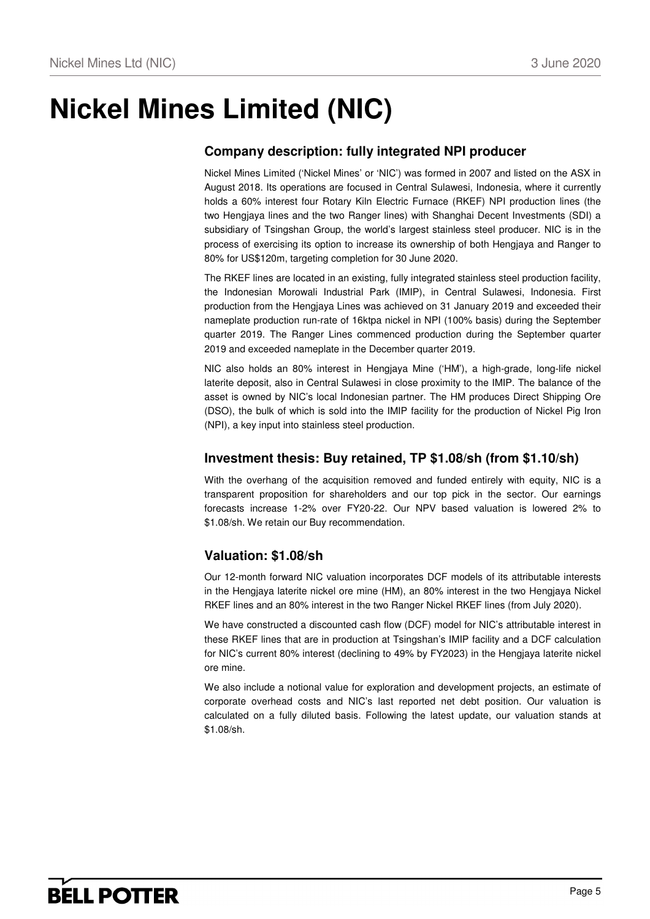# Nickel Mines Limited (NIC)

## Company description: fully integrated NPI producer

Nickel Mines Limited ('Nickel Mines' or 'NIC') was formed in 2007 and listed on the ASX in August 2018. Its operations are focused in Central Sulawesi, Indonesia, where it currently holds a 60% interest four Rotary Kiln Electric Furnace (RKEF) NPI production lines (the two Hengjaya lines and the two Ranger lines) with Shanghai Decent Investments (SDI) a subsidiary of Tsingshan Group, the world's largest stainless steel producer. NIC is in the process of exercising its option to increase its ownership of both Hengjaya and Ranger to 80% for US$120m, targeting completion for 30 June 2020.

The RKEF lines are located in an existing, fully integrated stainless steel production facility, the Indonesian Morowali Industrial Park (IMIP), in Central Sulawesi, Indonesia. First production from the Hengjaya Lines was achieved on 31 January 2019 and exceeded their nameplate production run-rate of 16ktpa nickel in NPI (100% basis) during the September quarter 2019. The Ranger Lines commenced production during the September quarter 2019 and exceeded nameplate in the December quarter 2019.

NIC also holds an 80% interest in Hengjaya Mine ('HM'), a high-grade, long-life nickel laterite deposit, also in Central Sulawesi in close proximity to the IMIP. The balance of the asset is owned by NIC's local Indonesian partner. The HM produces Direct Shipping Ore (DSO), the bulk of which is sold into the IMIP facility for the production of Nickel Pig Iron (NPI), a key input into stainless steel production.

## Investment thesis: Buy retained, TP $1.08/sh (from $1.10/sh)

With the overhang of the acquisition removed and funded entirely with equity, NIC is a transparent proposition for shareholders and our top pick in the sector. Our earnings forecasts increase 1-2% over FY20-22. Our NPV based valuation is lowered 2% to $1.08/sh. We retain our Buy recommendation.

## Valuation: $1.08/sh

Our 12-month forward NIC valuation incorporates DCF models of its attributable interests in the Hengjaya laterite nickel ore mine (HM), an 80% interest in the two Hengjaya Nickel RKEF lines and an 80% interest in the two Ranger Nickel RKEF lines (from July 2020).

We have constructed a discounted cash flow (DCF) model for NIC's attributable interest in these RKEF lines that are in production at Tsingshan's IMIP facility and a DCF calculation for NIC's current 80% interest (declining to 49% by FY2023) in the Hengjaya laterite nickel ore mine.

We also include a notional value for exploration and development projects, an estimate of corporate overhead costs and NIC's last reported net debt position. Our valuation is calculated on a fully diluted basis. Following the latest update, our valuation stands at $1.08/sh.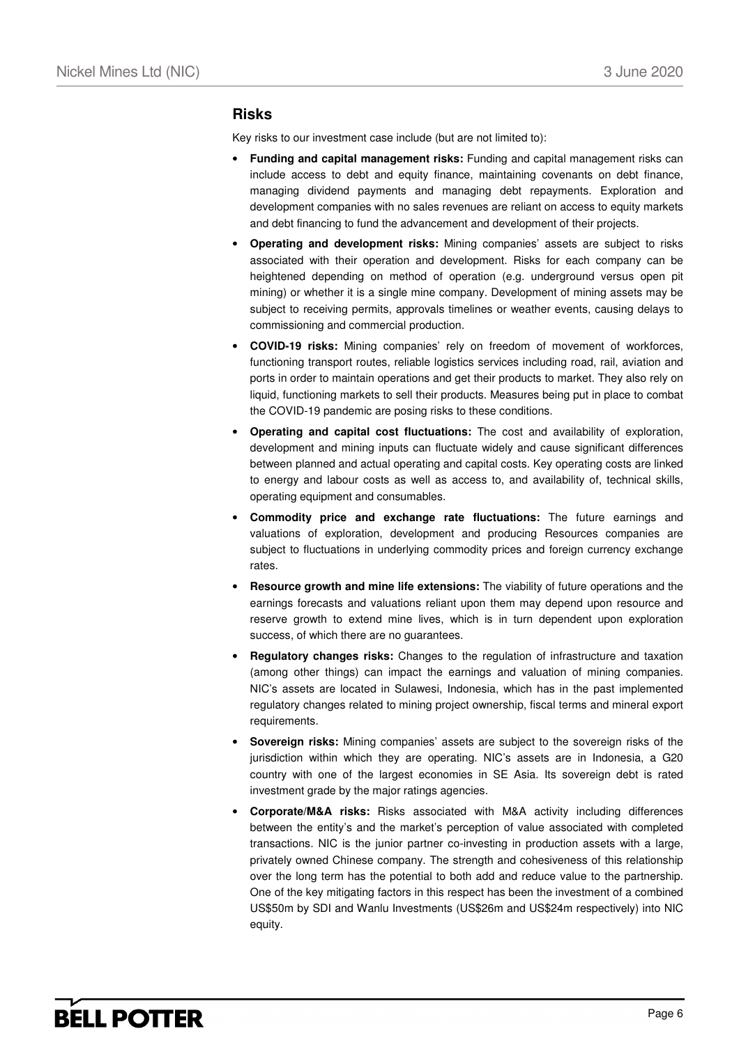## Risks

Key risks to our investment case include (but are not limited to):

- **Funding and capital management risks:** Funding and capital management risks can include access to debt and equity finance, maintaining covenants on debt finance, managing dividend payments and managing debt repayments. Exploration and development companies with no sales revenues are reliant on access to equity markets and debt financing to fund the advancement and development of their projects.
- **Operating and development risks:** Mining companies' assets are subject to risks associated with their operation and development. Risks for each company can be heightened depending on method of operation (e.g. underground versus open pit mining) or whether it is a single mine company. Development of mining assets may be subject to receiving permits, approvals timelines or weather events, causing delays to commissioning and commercial production.
- **COVID-19 risks:** Mining companies' rely on freedom of movement of workforces, functioning transport routes, reliable logistics services including road, rail, aviation and ports in order to maintain operations and get their products to market. They also rely on liquid, functioning markets to sell their products. Measures being put in place to combat the COVID-19 pandemic are posing risks to these conditions.
- **Operating and capital cost fluctuations:** The cost and availability of exploration, development and mining inputs can fluctuate widely and cause significant differences between planned and actual operating and capital costs. Key operating costs are linked to energy and labour costs as well as access to, and availability of, technical skills, operating equipment and consumables.
- **Commodity price and exchange rate fluctuations:** The future earnings and valuations of exploration, development and producing Resources companies are subject to fluctuations in underlying commodity prices and foreign currency exchange rates.
- **Resource growth and mine life extensions:** The viability of future operations and the earnings forecasts and valuations reliant upon them may depend upon resource and reserve growth to extend mine lives, which is in turn dependent upon exploration success, of which there are no guarantees.
- **Regulatory changes risks:** Changes to the regulation of infrastructure and taxation (among other things) can impact the earnings and valuation of mining companies. NIC's assets are located in Sulawesi, Indonesia, which has in the past implemented regulatory changes related to mining project ownership, fiscal terms and mineral export requirements.
- **Sovereign risks:** Mining companies' assets are subject to the sovereign risks of the jurisdiction within which they are operating. NIC's assets are in Indonesia, a G20 country with one of the largest economies in SE Asia. Its sovereign debt is rated investment grade by the major ratings agencies.
- **Corporate/M&A risks:** Risks associated with M&A activity including differences between the entity's and the market's perception of value associated with completed transactions. NIC is the junior partner co-investing in production assets with a large, privately owned Chinese company. The strength and cohesiveness of this relationship over the long term has the potential to both add and reduce value to the partnership. One of the key mitigating factors in this respect has been the investment of a combined US$50m by SDI and Wanlu Investments (US$26m and US$24m respectively) into NIC equity.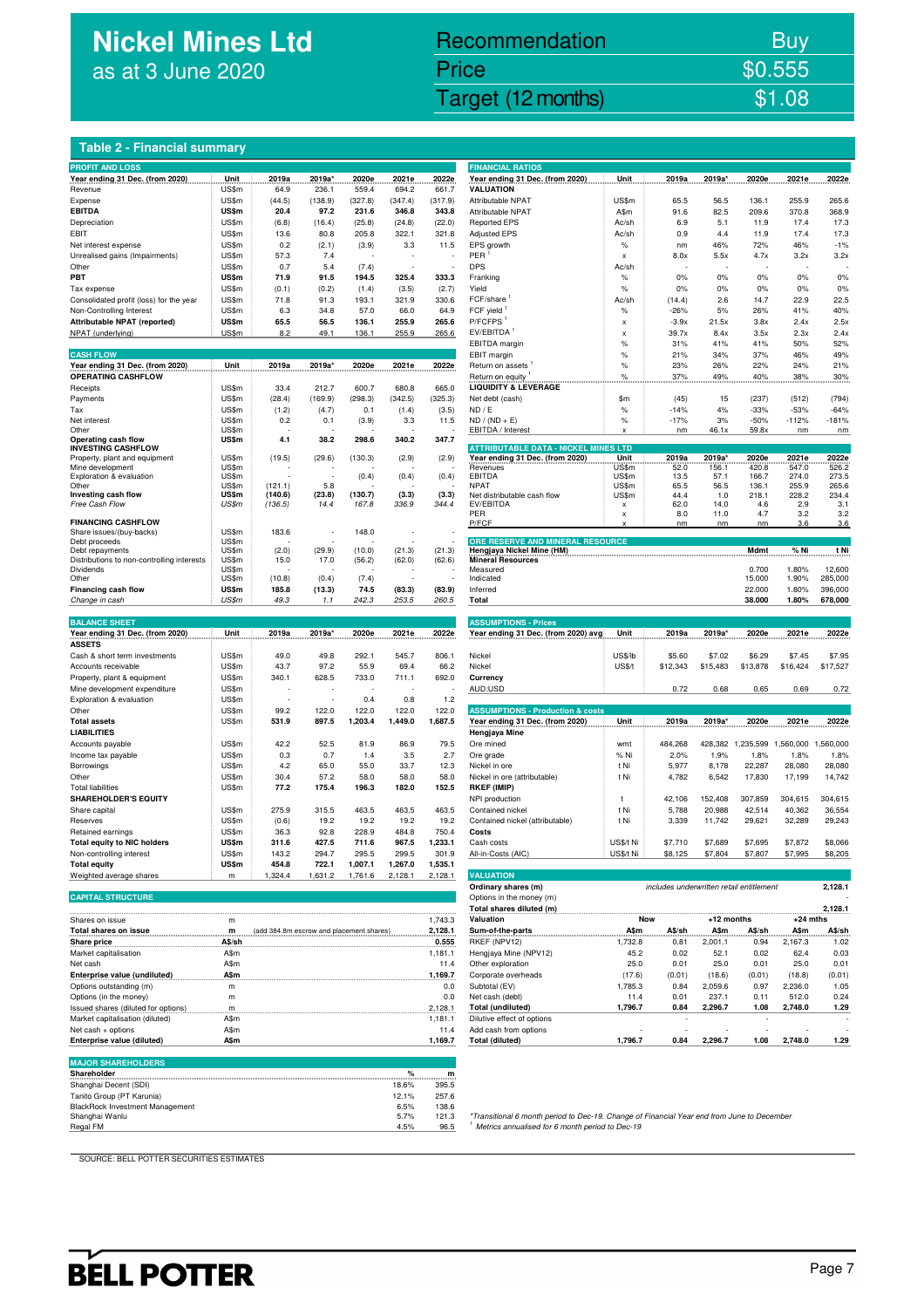# Nickel Mines Ltd
as at 3 June 2020

| Recommendation | Buy |
|---|---|
| Price | $0.555 |
| Target (12 months) | $1.08 |

## Table 2 - Financial summary

**PROFIT AND LOSS**

| Year ending 31 Dec. (from 2020) | Unit | 2019a | 2019a* | 2020e | 2021e | 2022e |
|---|---|---|---|---|---|---|
| Revenue | US$m | 64.9 | 236.1 | 559.4 | 694.2 | 661.7 |
| Expense | US$m | (44.5) | (138.9) | (327.8) | (347.4) | (317.9) |
| **EBITDA** | **US$m** | **20.4** | **97.2** | **231.6** | **346.8** | **343.8** |
| Depreciation | US$m | (6.8) | (16.4) | (25.8) | (24.8) | (22.0) |
| EBIT | US$m | 13.6 | 80.8 | 205.8 | 322.1 | 321.8 |
| Net interest expense | US$m | 0.2 | (2.1) | (3.9) | 3.3 | 11.5 |
| Unrealised gains (Impairments) | US$m | 57.3 | 7.4 | - | - | - |
| Other | US$m | 0.7 | 5.4 | (7.4) | - | - |
| **PBT** | **US$m** | **71.9** | **91.5** | **194.5** | **325.4** | **333.3** |
| Tax expense | US$m | (0.1) | (0.2) | (1.4) | (3.5) | (2.7) |
| Consolidated profit (loss) for the year | US$m | 71.8 | 91.3 | 193.1 | 321.9 | 330.6 |
| Non-Controlling Interest | US$m | 6.3 | 34.8 | 57.0 | 66.0 | 64.9 |
| **Attributable NPAT (reported)** | **US$m** | **65.5** | **56.5** | **136.1** | **255.9** | **265.6** |
| NPAT (underlying) | US$m | 8.2 | 49.1 | 136.1 | 255.9 | 265.6 |

**CASH FLOW**

| Year ending 31 Dec. (from 2020) | Unit | 2019a | 2019a* | 2020e | 2021e | 2022e |
|---|---|---|---|---|---|---|
| **OPERATING CASHFLOW** | | | | | | |
| Receipts | US$m | 33.4 | 212.7 | 600.7 | 680.8 | 665.0 |
| Payments | US$m | (28.4) | (169.9) | (298.3) | (342.5) | (325.3) |
| Tax | US$m | (1.2) | (4.7) | 0.1 | (1.4) | (3.5) |
| Net interest | US$m | 0.2 | 0.1 | (3.9) | 3.3 | 11.5 |
| Other | US$m | - | - | - | - | - |
| **Operating cash flow** | **US$m** | **4.1** | **38.2** | **298.6** | **340.2** | **347.7** |
| **INVESTING CASHFLOW** | | | | | | |
| Property, plant and equipment | US$m | (19.5) | (29.6) | (130.3) | (2.9) | (2.9) |
| Mine development | US$m | - | - | - | - | - |
| Exploration & evaluation | US$m | - | - | (0.4) | (0.4) | (0.4) |
| Other | US$m | (121.1) | 5.8 | - | - | - |
| **Investing cash flow** | **US$m** | **(140.6)** | **(23.8)** | **(130.7)** | **(3.3)** | **(3.3)** |
| *Free Cash Flow* | *US$m* | *(136.5)* | *14.4* | *167.8* | *336.9* | *344.4* |
| **FINANCING CASHFLOW** | | | | | | |
| Share issues/(buy-backs) | US$m | 183.6 | - | 148.0 | - | - |
| Debt proceeds | US$m | - | - | - | - | - |
| Debt repayments | US$m | (2.0) | (29.9) | (10.0) | (21.3) | (21.3) |
| Distributions to non-controlling interests | US$m | 15.0 | 17.0 | (56.2) | (62.0) | (62.6) |
| Dividends | US$m | - | - | - | - | - |
| Other | US$m | (10.8) | (0.4) | (7.4) | - | - |
| **Financing cash flow** | **US$m** | **185.8** | **(13.3)** | **74.5** | **(83.3)** | **(83.9)** |
| *Change in cash* | *US$m* | *49.3* | *1.1* | *242.3* | *253.5* | *260.5* |

**BALANCE SHEET**

| Year ending 31 Dec. (from 2020) | Unit | 2019a | 2019a* | 2020e | 2021e | 2022e |
|---|---|---|---|---|---|---|
| **ASSETS** | | | | | | |
| Cash & short term investments | US$m | 49.0 | 49.8 | 292.1 | 545.7 | 806.1 |
| Accounts receivable | US$m | 43.7 | 97.2 | 55.9 | 69.4 | 66.2 |
| Property, plant & equipment | US$m | 340.1 | 628.5 | 733.0 | 711.1 | 692.0 |
| Mine development expenditure | US$m | - | - | - | - | - |
| Exploration & evaluation | US$m | - | - | 0.4 | 0.8 | 1.2 |
| Other | US$m | 99.2 | 122.0 | 122.0 | 122.0 | 122.0 |
| **Total assets** | **US$m** | **531.9** | **897.5** | **1,203.4** | **1,449.0** | **1,687.5** |
| **LIABILITIES** | | | | | | |
| Accounts payable | US$m | 42.2 | 52.5 | 81.9 | 86.9 | 79.5 |
| Income tax payable | US$m | 0.3 | 0.7 | 1.4 | 3.5 | 2.7 |
| Borrowings | US$m | 4.2 | 65.0 | 55.0 | 33.7 | 12.3 |
| Other | US$m | 30.4 | 57.2 | 58.0 | 58.0 | 58.0 |
| Total liabilities | US$m | 77.2 | 175.4 | 196.3 | 182.0 | 152.5 |
| **SHAREHOLDER'S EQUITY** | | | | | | |
| Share capital | US$m | 275.9 | 315.5 | 463.5 | 463.5 | 463.5 |
| Reserves | US$m | (0.6) | 19.2 | 19.2 | 19.2 | 19.2 |
| Retained earnings | US$m | 36.3 | 92.8 | 228.9 | 484.8 | 750.4 |
| **Total equity to NIC holders** | **US$m** | **311.6** | **427.5** | **711.6** | **967.5** | **1,233.1** |
| Non-controlling interest | US$m | 143.2 | 294.7 | 295.5 | 299.5 | 301.9 |
| **Total equity** | **US$m** | **454.8** | **722.1** | **1,007.1** | **1,267.0** | **1,535.1** |
| Weighted average shares | m | 1,324.4 | 1,631.2 | 1,761.6 | 2,128.1 | 2,128.1 |

**CAPITAL STRUCTURE**

| | | | |
|---|---|---|---|
| Shares on issue | m | | 1,743.3 |
| **Total shares on issue** | **m** | (add 384.8m escrow and placement shares) | **2,128.1** |
| **Share price** | **A$/sh** | | **0.555** |
| Market capitalisation | A$m | | 1,181.1 |
| Net cash | A$m | | 11.4 |
| **Enterprise value (undiluted)** | **A$m** | | **1,169.7** |
| Options outstanding (m) | m | | 0.0 |
| Options (in the money) | m | | 0.0 |
| Issued shares (diluted for options) | m | | 2,128.1 |
| Market capitalisation (diluted) | A$m | | 1,181.1 |
| Net cash + options | A$m | | 11.4 |
| **Enterprise value (diluted)** | **A$m** | | **1,169.7** |

**MAJOR SHAREHOLDERS**

| Shareholder | % | m |
|---|---|---|
| Shanghai Decent (SDI) | 18.6% | 395.5 |
| Tanito Group (PT Karunia) | 12.1% | 257.6 |
| BlackRock Investment Management | 6.5% | 138.6 |
| Shanghai Wanlu | 5.7% | 121.3 |
| Regal FM | 4.5% | 96.5 |

**FINANCIAL RATIOS**

| Year ending 31 Dec. (from 2020) | Unit | 2019a | 2019a* | 2020e | 2021e | 2022e |
|---|---|---|---|---|---|---|
| **VALUATION** | | | | | | |
| Attributable NPAT | US$m | 65.5 | 56.5 | 136.1 | 255.9 | 265.6 |
| Attributable NPAT | A$m | 91.6 | 82.5 | 209.6 | 370.8 | 368.9 |
| Reported EPS | Ac/sh | 6.9 | 5.1 | 11.9 | 17.4 | 17.3 |
| Adjusted EPS | Ac/sh | 0.9 | 4.4 | 11.9 | 17.4 | 17.3 |
| EPS growth | % | nm | 46% | 72% | 46% | -1% |
| PER [1] | x | 8.0x | 5.5x | 4.7x | 3.2x | 3.2x |
| DPS | Ac/sh | - | - | - | - | - |
| Franking | % | 0% | 0% | 0% | 0% | 0% |
| Yield | % | 0% | 0% | 0% | 0% | 0% |
| FCF/share [1] | Ac/sh | (14.4) | 2.6 | 14.7 | 22.9 | 22.5 |
| FCF yield [1] | % | -26% | 5% | 26% | 41% | 40% |
| P/FCFPS [1] | x | -3.9x | 21.5x | 3.8x | 2.4x | 2.5x |
| EV/EBITDA [1] | x | 39.7x | 8.4x | 3.5x | 2.3x | 2.4x |
| EBITDA margin | % | 31% | 41% | 41% | 50% | 52% |
| EBIT margin | % | 21% | 34% | 37% | 46% | 49% |
| Return on assets [1] | % | 23% | 26% | 22% | 24% | 21% |
| Return on equity [1] | % | 37% | 49% | 40% | 38% | 30% |
| **LIQUIDITY & LEVERAGE** | | | | | | |
| Net debt (cash) | $m | (45) | 15 | (237) | (512) | (794) |
| ND / E | % | -14% | 4% | -33% | -53% | -64% |
| ND / (ND + E) | % | -17% | 3% | -50% | -112% | -181% |
| EBITDA / Interest | x | nm | 46.1x | 59.8x | nm | nm |

**ATTRIBUTABLE DATA - NICKEL MINES LTD**

| Year ending 31 Dec. (from 2020) | Unit | 2019a | 2019a* | 2020e | 2021e | 2022e |
|---|---|---|---|---|---|---|
| Revenues | US$m | 52.0 | 156.1 | 420.8 | 547.0 | 526.2 |
| EBITDA | US$m | 13.5 | 57.1 | 166.7 | 274.0 | 273.5 |
| NPAT | US$m | 65.5 | 56.5 | 136.1 | 255.9 | 265.6 |
| Net distributable cash flow | US$m | 44.4 | 1.0 | 218.1 | 228.2 | 234.4 |
| EV/EBITDA | x | 62.0 | 14.0 | 4.6 | 2.9 | 3.1 |
| PER | x | 8.0 | 11.0 | 4.7 | 3.2 | 3.2 |
| P/FCF | x | nm | nm | nm | 3.6 | 3.6 |

**ORE RESERVE AND MINERAL RESOURCE**

| Hengjaya Nickel Mine (HM) | Mdmt | % Ni | t Ni |
|---|---|---|---|
| **Mineral Resources** | | | |
| Measured | 0.700 | 1.80% | 12,600 |
| Indicated | 15.000 | 1.90% | 285,000 |
| Inferred | 22.000 | 1.80% | 396,000 |
| **Total** | **38.000** | **1.80%** | **678,000** |

**ASSUMPTIONS - Prices**

| Year ending 31 Dec. (from 2020) avg | Unit | 2019a | 2019a* | 2020e | 2021e | 2022e |
|---|---|---|---|---|---|---|
| Nickel | US$/lb | $5.60 | $7.02 | $6.29 | $7.45 | $7.95 |
| Nickel | US$/t | $12,343 | $15,483 | $13,878 | $16,424 | $17,527 |
| **Currency** | | | | | | |
| AUD:USD | | 0.72 | 0.68 | 0.65 | 0.69 | 0.72 |

**ASSUMPTIONS - Production & costs**

| Year ending 31 Dec. (from 2020) | Unit | 2019a | 2019a* | 2020e | 2021e | 2022e |
|---|---|---|---|---|---|---|
| **Hengjaya Mine** | | | | | | |
| Ore mined | wmt | 484,268 | 428,382 | 1,235,599 | 1,560,000 | 1,560,000 |
| Ore grade | % Ni | 2.0% | 1.9% | 1.8% | 1.8% | 1.8% |
| Nickel in ore | t Ni | 5,977 | 8,178 | 22,287 | 28,080 | 28,080 |
| Nickel in ore (attributable) | t Ni | 4,782 | 6,542 | 17,830 | 17,199 | 14,742 |
| **RKEF (IMIP)** | | | | | | |
| NPI production | t | 42,106 | 152,408 | 307,859 | 304,615 | 304,615 |
| Contained nickel | t Ni | 5,788 | 20,988 | 42,514 | 40,362 | 36,554 |
| Contained nickel (attributable) | t Ni | 3,339 | 11,742 | 29,621 | 32,289 | 29,243 |
| **Costs** | | | | | | |
| Cash costs | US$/t Ni | $7,710 | $7,689 | $7,695 | $7,872 | $8,066 |
| All-in-Costs (AIC) | US$/t Ni | $8,125 | $7,804 | $7,807 | $7,995 | $8,205 |

**VALUATION**

| Ordinary shares (m) | *includes underwritten retail entitlement* | | | | | 2,128.1 |
|---|---|---|---|---|---|---|
| Options in the money (m) | | | | | | - |
| **Total shares diluted (m)** | | | | | | **2,128.1** |
| **Valuation** | **Now** | | **+12 months** | | **+24 mths** | |
| **Sum-of-the-parts** | **A$m** | **A$/sh** | **A$m** | **A$/sh** | **A$m** | **A$/sh** |
| RKEF (NPV12) | 1,732.8 | 0.81 | 2,001.1 | 0.94 | 2,167.3 | 1.02 |
| Hengjaya Mine (NPV12) | 45.2 | 0.02 | 52.1 | 0.02 | 62.4 | 0.03 |
| Other exploration | 25.0 | 0.01 | 25.0 | 0.01 | 25.0 | 0.01 |
| Corporate overheads | (17.6) | (0.01) | (18.6) | (0.01) | (18.8) | (0.01) |
| Subtotal (EV) | 1,785.3 | 0.84 | 2,059.6 | 0.97 | 2,236.0 | 1.05 |
| Net cash (debt) | 11.4 | 0.01 | 237.1 | 0.11 | 512.0 | 0.24 |
| **Total (undiluted)** | **1,796.7** | **0.84** | **2,296.7** | **1.08** | **2,748.0** | **1.29** |
| Dilutive effect of options | | - | | - | | - |
| Add cash from options | - | - | - | - | - | - |
| **Total (diluted)** | **1,796.7** | **0.84** | **2,296.7** | **1.08** | **2,748.0** | **1.29** |

*\*Transitional 6 month period to Dec-19. Change of Financial Year end from June to December*

[1] *Metrics annualised for 6 month period to Dec-19*

SOURCE: BELL POTTER SECURITIES ESTIMATES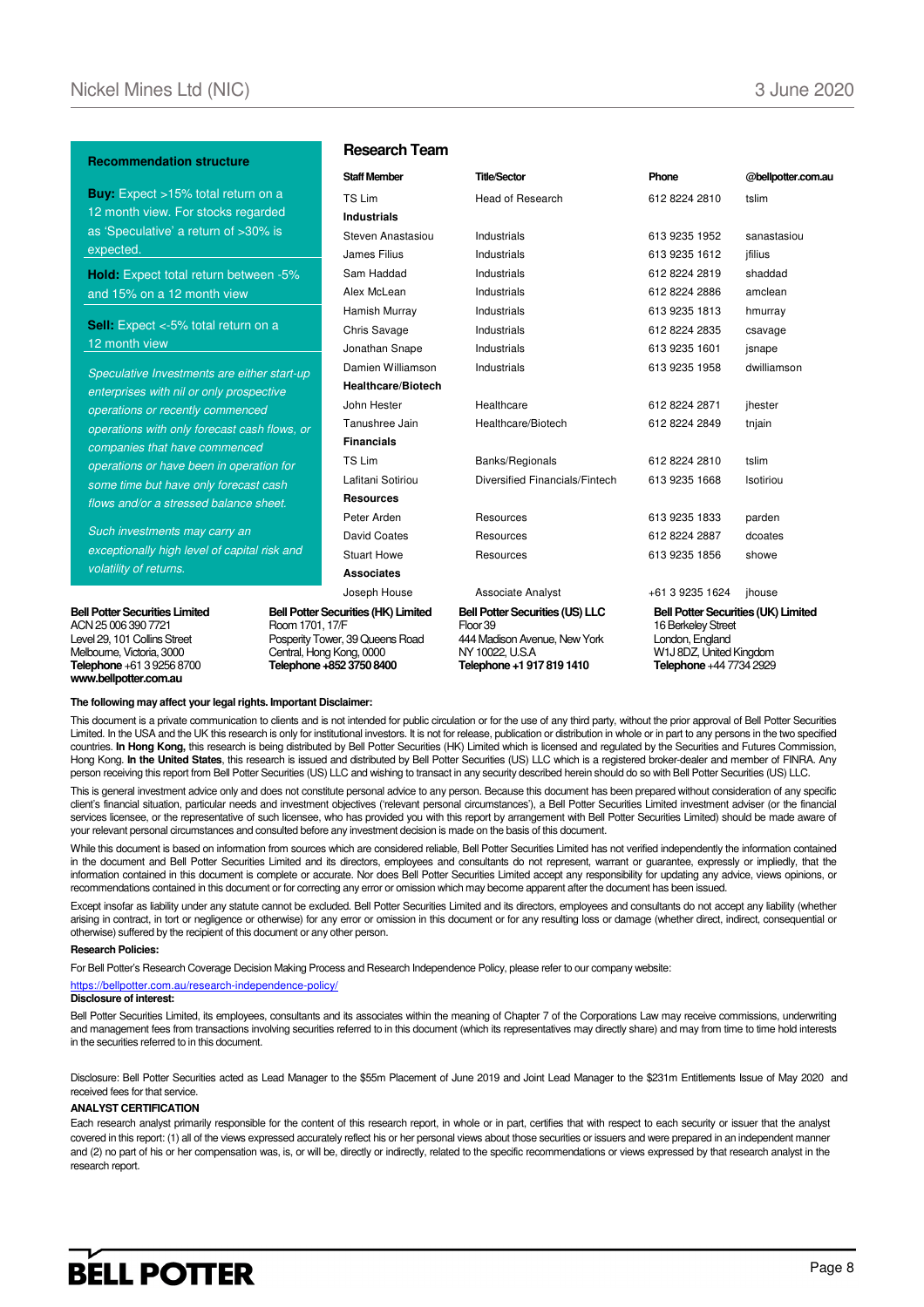### Recommendation structure

**Buy:** Expect >15% total return on a 12 month view. For stocks regarded as 'Speculative' a return of >30% is expected.

**Hold:** Expect total return between -5% and 15% on a 12 month view

**Sell:** Expect <-5% total return on a 12 month view

*Speculative Investments are either start-up enterprises with nil or only prospective operations or recently commenced operations with only forecast cash flows, or companies that have commenced operations or have been in operation for some time but have only forecast cash flows and/or a stressed balance sheet.*

*Such investments may carry an exceptionally high level of capital risk and volatility of returns.*

## Research Team

| Staff Member | Title/Sector | Phone | @bellpotter.com.au |
|---|---|---|---|
| TS Lim | Head of Research | 612 8224 2810 | tslim |
| **Industrials** | | | |
| Steven Anastasiou | Industrials | 613 9235 1952 | sanastasiou |
| James Filius | Industrials | 613 9235 1612 | jfilius |
| Sam Haddad | Industrials | 612 8224 2819 | shaddad |
| Alex McLean | Industrials | 612 8224 2886 | amclean |
| Hamish Murray | Industrials | 613 9235 1813 | hmurray |
| Chris Savage | Industrials | 612 8224 2835 | csavage |
| Jonathan Snape | Industrials | 613 9235 1601 | jsnape |
| Damien Williamson | Industrials | 613 9235 1958 | dwilliamson |
| **Healthcare/Biotech** | | | |
| John Hester | Healthcare | 612 8224 2871 | jhester |
| Tanushree Jain | Healthcare/Biotech | 612 8224 2849 | tnjain |
| **Financials** | | | |
| TS Lim | Banks/Regionals | 612 8224 2810 | tslim |
| Lafitani Sotiriou | Diversified Financials/Fintech | 613 9235 1668 | lsotiriou |
| **Resources** | | | |
| Peter Arden | Resources | 613 9235 1833 | parden |
| David Coates | Resources | 612 8224 2887 | dcoates |
| Stuart Howe | Resources | 613 9235 1856 | showe |
| **Associates** | | | |
| Joseph House | Associate Analyst | +61 3 9235 1624 | jhouse |

**Bell Potter Securities Limited**
ACN 25 006 390 7721
Level 29, 101 Collins Street
Melbourne, Victoria, 3000
**Telephone** +61 3 9256 8700
**www.bellpotter.com.au**

**Bell Potter Securities (HK) Limited**
Room 1701, 17/F
Posperity Tower, 39 Queens Road
Central, Hong Kong, 0000
**Telephone +852 3750 8400**

**Bell Potter Securities (US) LLC**
Floor 39
444 Madison Avenue, New York
NY 10022, U.S.A
**Telephone +1 917 819 1410**

**Bell Potter Securities (UK) Limited**
16 Berkeley Street
London, England
W1J 8DZ, United Kingdom
**Telephone** +44 7734 2929

**The following may affect your legal rights. Important Disclaimer:**

This document is a private communication to clients and is not intended for public circulation or for the use of any third party, without the prior approval of Bell Potter Securities Limited. In the USA and the UK this research is only for institutional investors. It is not for release, publication or distribution in whole or in part to any persons in the two specified countries. **In Hong Kong,** this research is being distributed by Bell Potter Securities (HK) Limited which is licensed and regulated by the Securities and Futures Commission, Hong Kong. **In the United States**, this research is issued and distributed by Bell Potter Securities (US) LLC which is a registered broker-dealer and member of FINRA. Any person receiving this report from Bell Potter Securities (US) LLC and wishing to transact in any security described herein should do so with Bell Potter Securities (US) LLC.

This is general investment advice only and does not constitute personal advice to any person. Because this document has been prepared without consideration of any specific client's financial situation, particular needs and investment objectives ('relevant personal circumstances'), a Bell Potter Securities Limited investment adviser (or the financial services licensee, or the representative of such licensee, who has provided you with this report by arrangement with Bell Potter Securities Limited) should be made aware of your relevant personal circumstances and consulted before any investment decision is made on the basis of this document.

While this document is based on information from sources which are considered reliable, Bell Potter Securities Limited has not verified independently the information contained in the document and Bell Potter Securities Limited and its directors, employees and consultants do not represent, warrant or guarantee, expressly or impliedly, that the information contained in this document is complete or accurate. Nor does Bell Potter Securities Limited accept any responsibility for updating any advice, views opinions, or recommendations contained in this document or for correcting any error or omission which may become apparent after the document has been issued.

Except insofar as liability under any statute cannot be excluded. Bell Potter Securities Limited and its directors, employees and consultants do not accept any liability (whether arising in contract, in tort or negligence or otherwise) for any error or omission in this document or for any resulting loss or damage (whether direct, indirect, consequential or otherwise) suffered by the recipient of this document or any other person.

**Research Policies:**

For Bell Potter's Research Coverage Decision Making Process and Research Independence Policy, please refer to our company website:

https://bellpotter.com.au/research-independence-policy/

**Disclosure of interest:**

Bell Potter Securities Limited, its employees, consultants and its associates within the meaning of Chapter 7 of the Corporations Law may receive commissions, underwriting and management fees from transactions involving securities referred to in this document (which its representatives may directly share) and may from time to time hold interests in the securities referred to in this document.

Disclosure: Bell Potter Securities acted as Lead Manager to the $55m Placement of June 2019 and Joint Lead Manager to the $231m Entitlements Issue of May 2020 and received fees for that service.

**ANALYST CERTIFICATION**

Each research analyst primarily responsible for the content of this research report, in whole or in part, certifies that with respect to each security or issuer that the analyst covered in this report: (1) all of the views expressed accurately reflect his or her personal views about those securities or issuers and were prepared in an independent manner and (2) no part of his or her compensation was, is, or will be, directly or indirectly, related to the specific recommendations or views expressed by that research analyst in the research report.